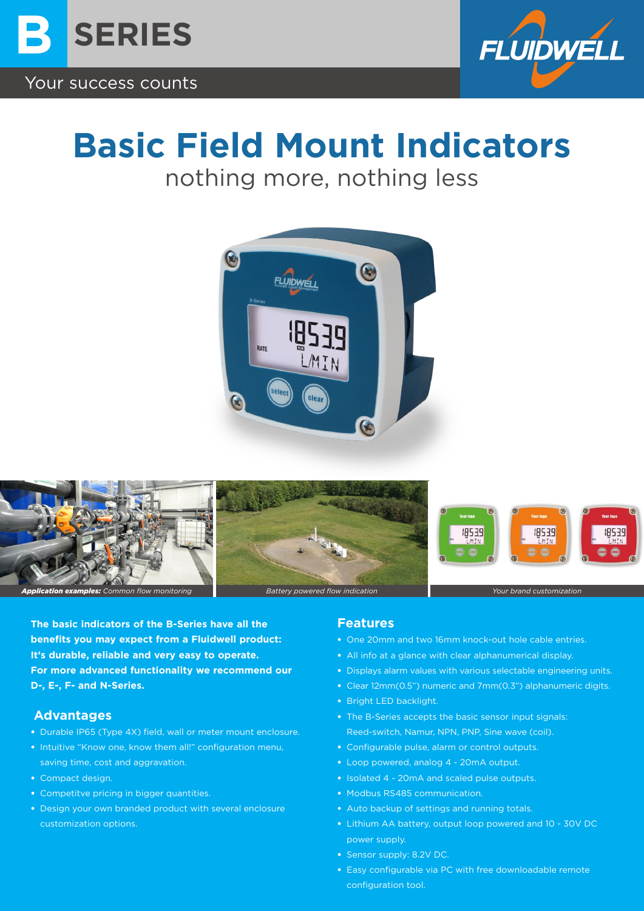# B SERIES

Your success counts

# Basic Field Mount Indicators

nothing more, nothing less

***Application examples:*** *Common flow monitoring* | *Battery powered flow indication* | *Your brand customization*

**The basic indicators of the B-Series have all the benefits you may expect from a Fluidwell product: It's durable, reliable and very easy to operate. For more advanced functionality we recommend our D-, E-, F- and N-Series.**

## Advantages

- Durable IP65 (Type 4X) field, wall or meter mount enclosure.
- Intuitive "Know one, know them all!" configuration menu, saving time, cost and aggravation.
- Compact design.
- Competitve pricing in bigger quantities.
- Design your own branded product with several enclosure customization options.

## Features

- One 20mm and two 16mm knock-out hole cable entries.
- All info at a glance with clear alphanumerical display.
- Displays alarm values with various selectable engineering units.
- Clear 12mm(0.5") numeric and 7mm(0.3") alphanumeric digits.
- Bright LED backlight.
- The B-Series accepts the basic sensor input signals: Reed-switch, Namur, NPN, PNP, Sine wave (coil).
- Configurable pulse, alarm or control outputs.
- Loop powered, analog 4 - 20mA output.
- Isolated 4 - 20mA and scaled pulse outputs.
- Modbus RS485 communication.
- Auto backup of settings and running totals.
- Lithium AA battery, output loop powered and 10 - 30V DC power supply.
- Sensor supply: 8.2V DC.
- Easy configurable via PC with free downloadable remote configuration tool.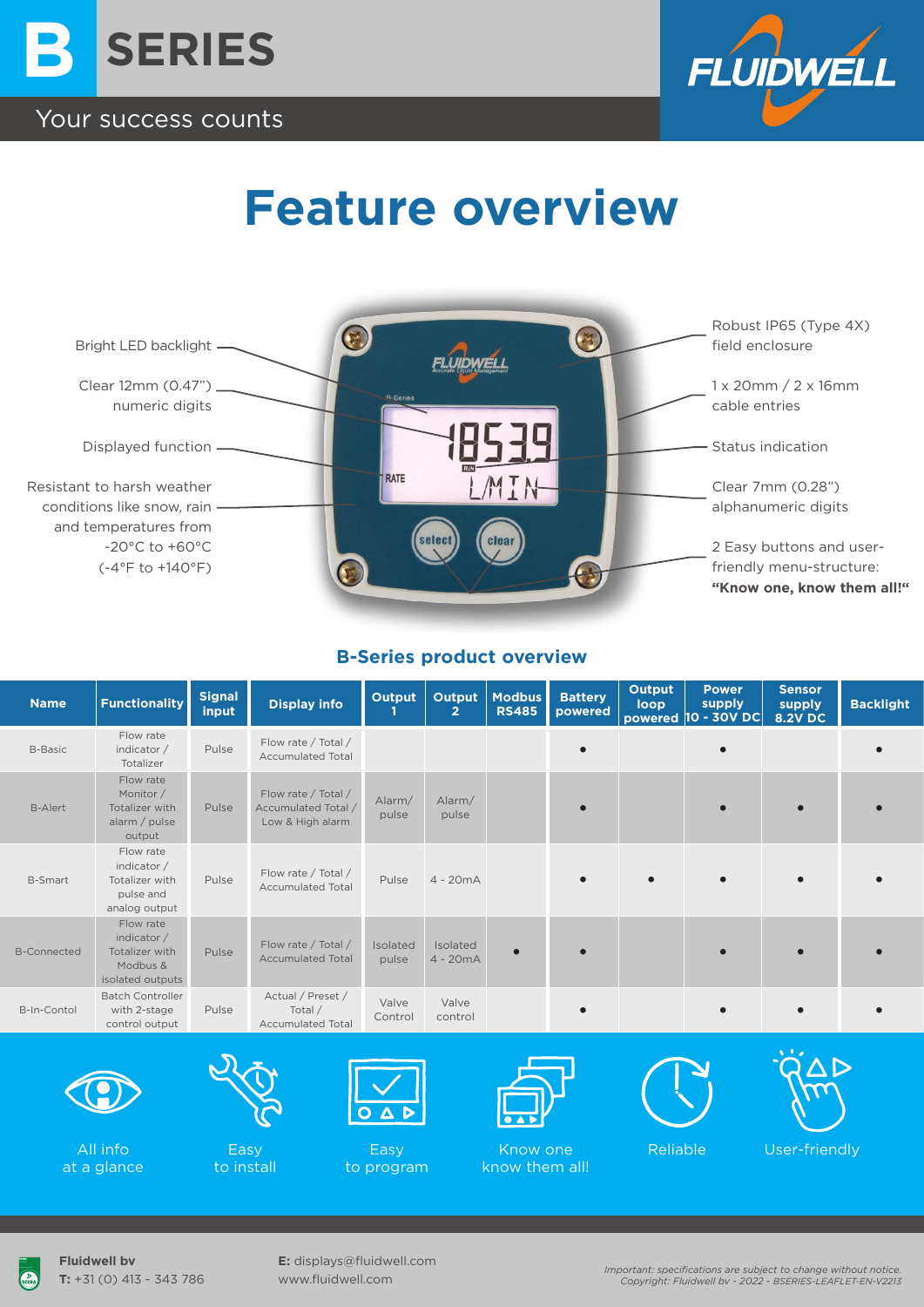# B SERIES

Your success counts

FLUIDWELL

# Feature overview

Bright LED backlight

Clear 12mm (0.47") numeric digits

Displayed function

Resistant to harsh weather conditions like snow, rain and temperatures from -20°C to +60°C (-4°F to +140°F)

Robust IP65 (Type 4X) field enclosure

1 x 20mm / 2 x 16mm cable entries

Status indication

Clear 7mm (0.28") alphanumeric digits

2 Easy buttons and user-friendly menu-structure: **"Know one, know them all!"**

## B-Series product overview

| Name | Functionality | Signal input | Display info | Output 1 | Output 2 | Modbus RS485 | Battery powered | Output loop powered | Power supply 10 - 30V DC | Sensor supply 8.2V DC | Backlight |
|---|---|---|---|---|---|---|---|---|---|---|---|
| B-Basic | Flow rate indicator / Totalizer | Pulse | Flow rate / Total / Accumulated Total | | | | • | | • | | • |
| B-Alert | Flow rate Monitor / Totalizer with alarm / pulse output | Pulse | Flow rate / Total / Accumulated Total / Low & High alarm | Alarm/ pulse | Alarm/ pulse | | • | | • | • | • |
| B-Smart | Flow rate indicator / Totalizer with pulse and analog output | Pulse | Flow rate / Total / Accumulated Total | Pulse | 4 - 20mA | | • | • | • | • | • |
| B-Connected | Flow rate indicator / Totalizer with Modbus & isolated outputs | Pulse | Flow rate / Total / Accumulated Total | Isolated pulse | Isolated 4 - 20mA | • | • | | • | • | • |
| B-In-Contol | Batch Controller with 2-stage control output | Pulse | Actual / Preset / Total / Accumulated Total | Valve Control | Valve control | | • | | • | • | • |

All info at a glance

Easy to install

Easy to program

Know one know them all!

Reliable

User-friendly

**Fluidwell bv**
**T:** +31 (0) 413 - 343 786

**E:** displays@fluidwell.com
www.fluidwell.com

*Important: specifications are subject to change without notice.*
*Copyright: Fluidwell bv - 2022 - BSERIES-LEAFLET-EN-V2213*